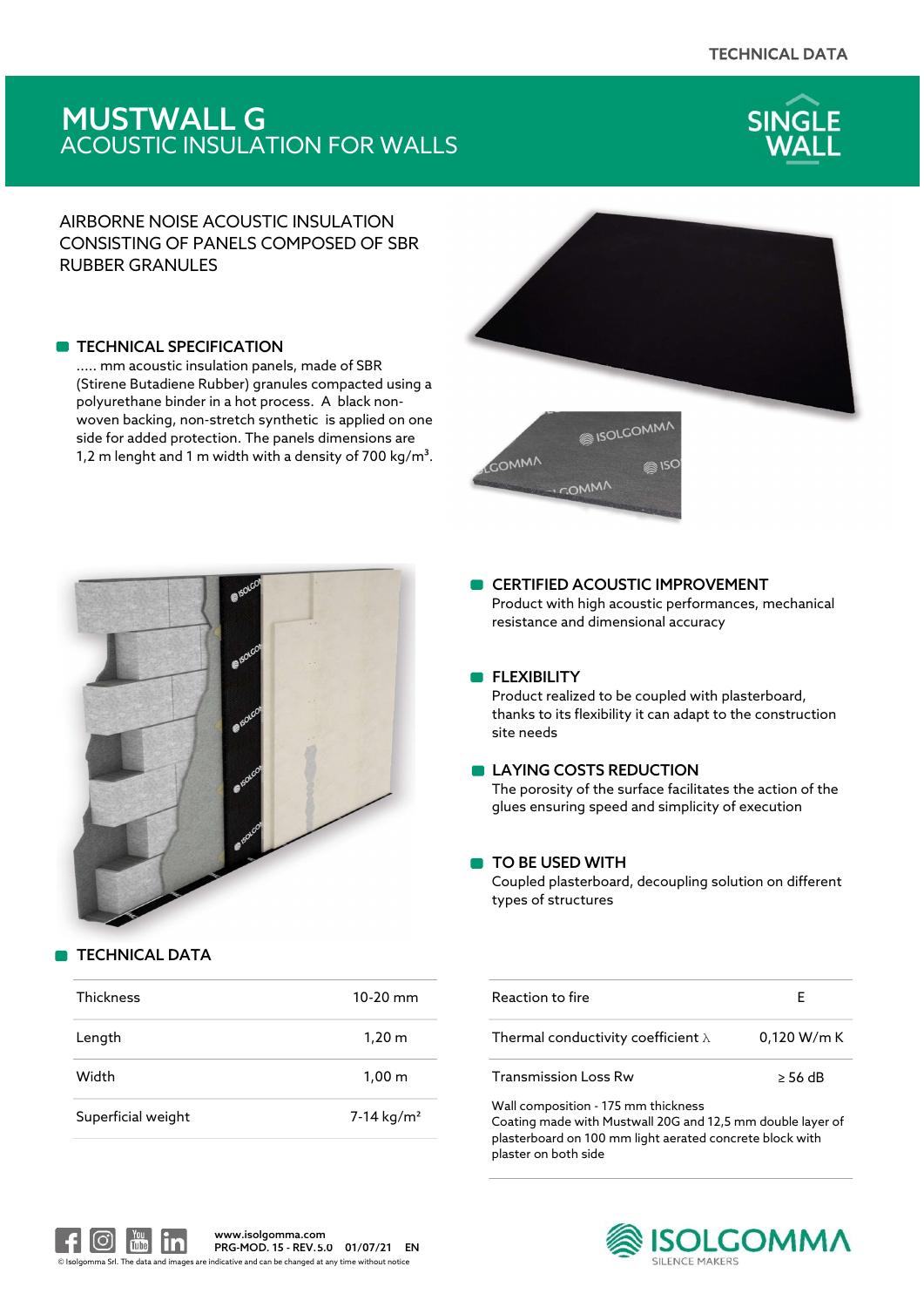# MUSTWALL G
## ACOUSTIC INSULATION FOR WALLS

SINGLE WALL

AIRBORNE NOISE ACOUSTIC INSULATION CONSISTING OF PANELS COMPOSED OF SBR RUBBER GRANULES

### TECHNICAL SPECIFICATION

..... mm acoustic insulation panels, made of SBR (Stirene Butadiene Rubber) granules compacted using a polyurethane binder in a hot process. A black non-woven backing, non-stretch synthetic is applied on one side for added protection. The panels dimensions are 1,2 m lenght and 1 m width with a density of 700 kg/m³.

### CERTIFIED ACOUSTIC IMPROVEMENT

Product with high acoustic performances, mechanical resistance and dimensional accuracy

### FLEXIBILITY

Product realized to be coupled with plasterboard, thanks to its flexibility it can adapt to the construction site needs

### LAYING COSTS REDUCTION

The porosity of the surface facilitates the action of the glues ensuring speed and simplicity of execution

### TO BE USED WITH

Coupled plasterboard, decoupling solution on different types of structures

### TECHNICAL DATA

| | |
|---|---|
| Thickness | 10-20 mm |
| Length | 1,20 m |
| Width | 1,00 m |
| Superficial weight | 7-14 kg/m² |

| | |
|---|---|
| Reaction to fire | E |
| Thermal conductivity coefficient λ | 0,120 W/m K |
| Transmission Loss Rw | ≥ 56 dB |

Wall composition - 175 mm thickness
Coating made with Mustwall 20G and 12,5 mm double layer of plasterboard on 100 mm light aerated concrete block with plaster on both side

www.isolgomma.com
PRG-MOD. 15 - REV.5.0 01/07/21 EN

© Isolgomma Srl. The data and images are indicative and can be changed at any time without notice

ISOLGOMMA SILENCE MAKERS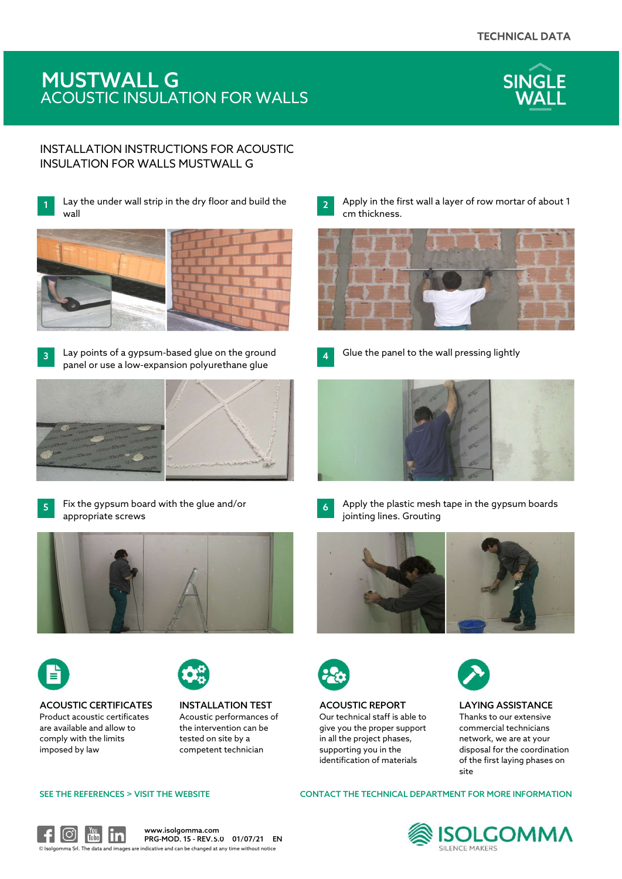TECHNICAL DATA

# MUSTWALL G
## ACOUSTIC INSULATION FOR WALLS

SINGLE WALL

### INSTALLATION INSTRUCTIONS FOR ACOUSTIC INSULATION FOR WALLS MUSTWALL G

1. Lay the under wall strip in the dry floor and build the wall

2. Apply in the first wall a layer of row mortar of about 1 cm thickness.

3. Lay points of a gypsum-based glue on the ground panel or use a low-expansion polyurethane glue

4. Glue the panel to the wall pressing lightly

5. Fix the gypsum board with the glue and/or appropriate screws

6. Apply the plastic mesh tape in the gypsum boards jointing lines. Grouting

**ACOUSTIC CERTIFICATES**
Product acoustic certificates are available and allow to comply with the limits imposed by law

**INSTALLATION TEST**
Acoustic performances of the intervention can be tested on site by a competent technician

**ACOUSTIC REPORT**
Our technical staff is able to give you the proper support in all the project phases, supporting you in the identification of materials

**LAYING ASSISTANCE**
Thanks to our extensive commercial technicians network, we are at your disposal for the coordination of the first laying phases on site

SEE THE REFERENCES > VISIT THE WEBSITE

CONTACT THE TECHNICAL DEPARTMENT FOR MORE INFORMATION

www.isolgomma.com
PRG-MOD. 15 - REV.5.0 01/07/21 EN

© Isolgomma Srl. The data and images are indicative and can be changed at any time without notice

ISOLGOMMA
SILENCE MAKERS